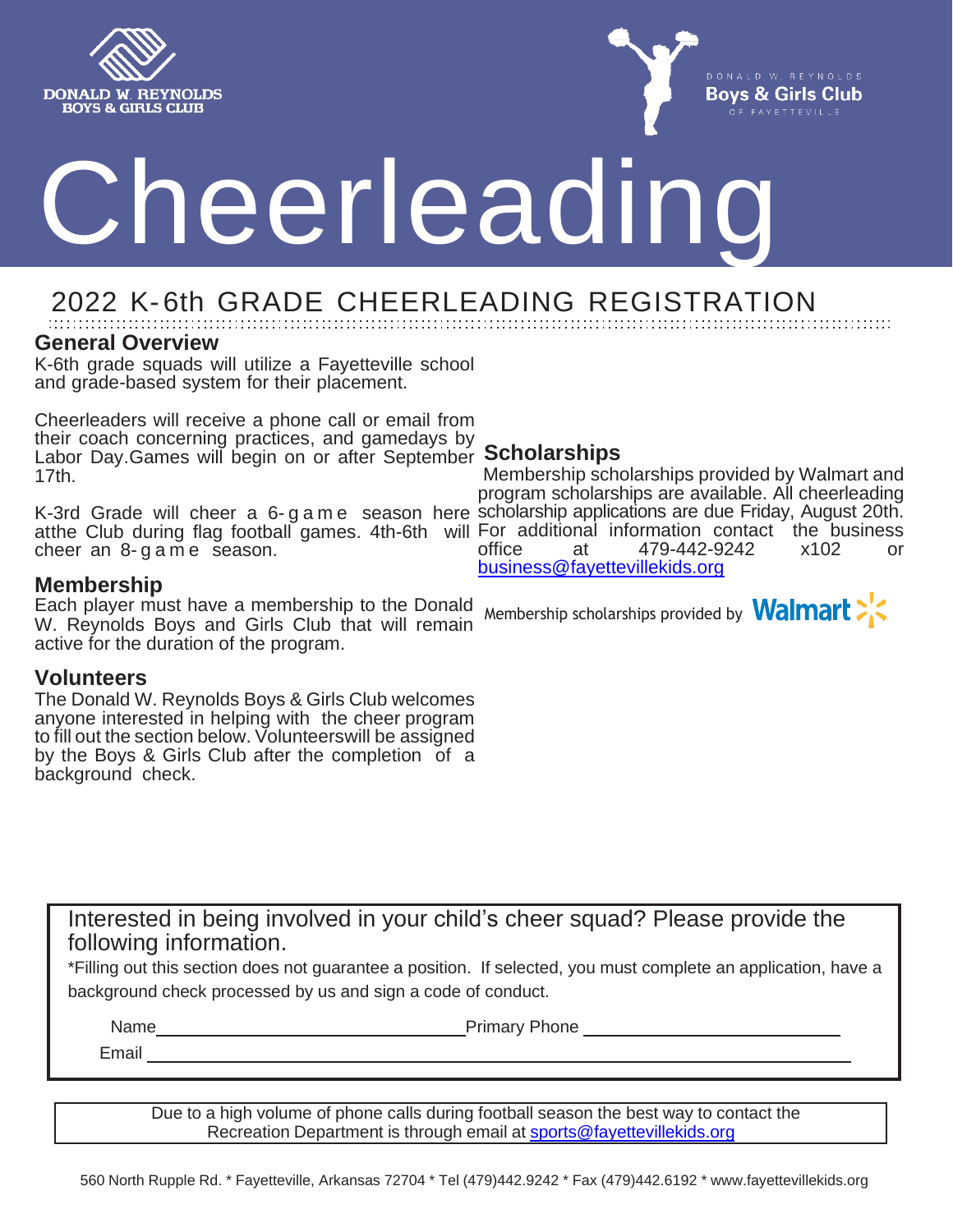DONALD W. REYNOLDS BOYS & GIRLS CLUB

DONALD W. REYNOLDS Boys & Girls Club OF FAYETTEVILLE

# Cheerleading

## 2022 K-6th GRADE CHEERLEADING REGISTRATION

### General Overview

K-6th grade squads will utilize a Fayetteville school and grade-based system for their placement.

Cheerleaders will receive a phone call or email from their coach concerning practices, and gamedays by Labor Day.Games will begin on or after September 17th.

K-3rd Grade will cheer a 6-game season here atthe Club during flag football games. 4th-6th will cheer an 8-game season.

### Membership

Each player must have a membership to the Donald W. Reynolds Boys and Girls Club that will remain active for the duration of the program.

### Volunteers

The Donald W. Reynolds Boys & Girls Club welcomes anyone interested in helping with the cheer program to fill out the section below. Volunteerswill be assigned by the Boys & Girls Club after the completion of a background check.

### Scholarships

Membership scholarships provided by Walmart and program scholarships are available. All cheerleading scholarship applications are due Friday, August 20th. For additional information contact the business office at 479-442-9242 x102 or business@fayettevillekids.org

Membership scholarships provided by Walmart

---

Interested in being involved in your child's cheer squad? Please provide the following information.

*Filling out this section does not guarantee a position. If selected, you must complete an application, have a background check processed by us and sign a code of conduct.

Name ______________________ Primary Phone ______________________

Email ______________________________________________

---

Due to a high volume of phone calls during football season the best way to contact the Recreation Department is through email at sports@fayettevillekids.org

560 North Rupple Rd. * Fayetteville, Arkansas 72704 * Tel (479)442.9242 * Fax (479)442.6192 * www.fayettevillekids.org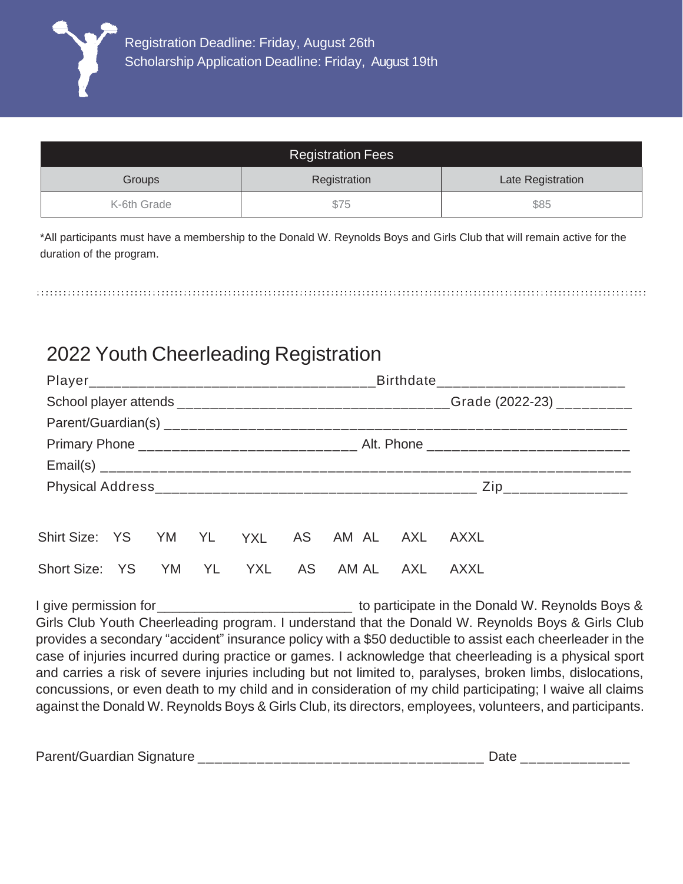Registration Deadline: Friday, August 26th
Scholarship Application Deadline: Friday, August 19th

| Registration Fees | | |
|---|---|---|
| Groups | Registration | Late Registration |
| K-6th Grade | $75 | $85 |

*All participants must have a membership to the Donald W. Reynolds Boys and Girls Club that will remain active for the duration of the program.

# 2022 Youth Cheerleading Registration

Player____________________________________Birthdate________________________

School player attends ___________________________________Grade (2022-23) _________

Parent/Guardian(s) ____________________________________________________________

Primary Phone ____________________________ Alt. Phone __________________________

Email(s) ______________________________________________________________________

Physical Address_________________________________________ Zip________________

Shirt Size: YS YM YL YXL AS AM AL AXL AXXL

Short Size: YS YM YL YXL AS AM AL AXL AXXL

I give permission for__________________________ to participate in the Donald W. Reynolds Boys & Girls Club Youth Cheerleading program. I understand that the Donald W. Reynolds Boys & Girls Club provides a secondary "accident" insurance policy with a $50 deductible to assist each cheerleader in the case of injuries incurred during practice or games. I acknowledge that cheerleading is a physical sport and carries a risk of severe injuries including but not limited to, paralyses, broken limbs, dislocations, concussions, or even death to my child and in consideration of my child participating; I waive all claims against the Donald W. Reynolds Boys & Girls Club, its directors, employees, volunteers, and participants.

Parent/Guardian Signature ___________________________________ Date _____________